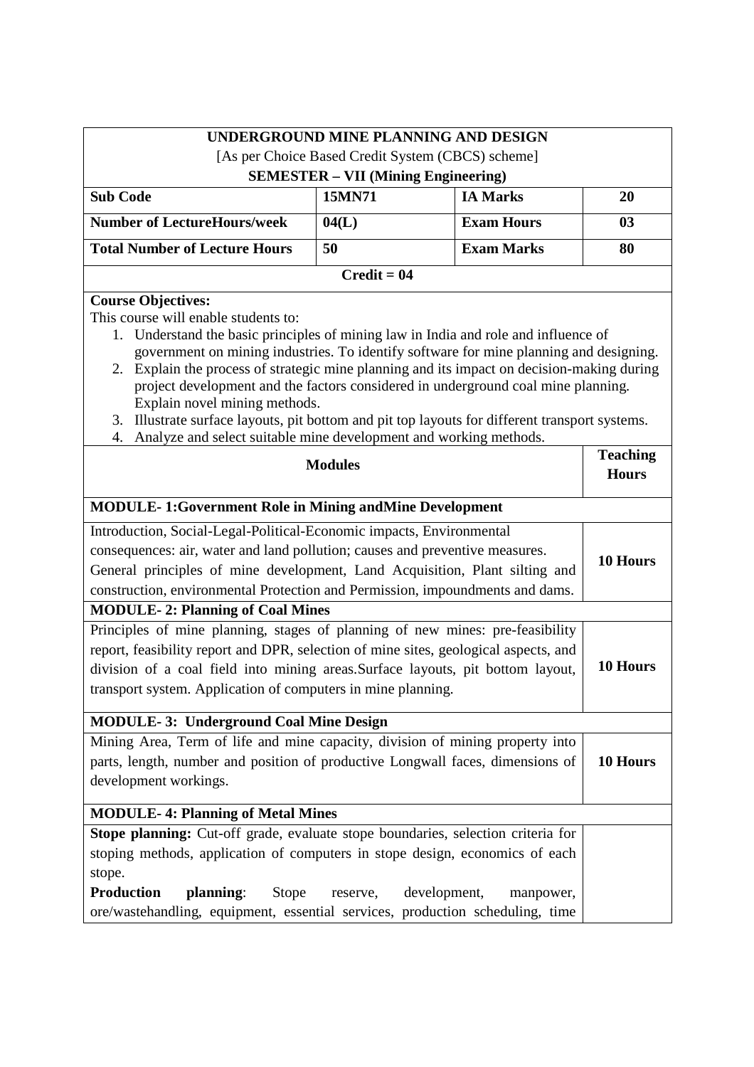# UNDERGROUND MINE PLANNING AND DESIGN

[As per Choice Based Credit System (CBCS) scheme]

**SEMESTER – VII (Mining Engineering)**

| **Sub Code** | **15MN71** | **IA Marks** | **20** |
|---|---|---|---|
| **Number of LectureHours/week** | **04(L)** | **Exam Hours** | **03** |
| **Total Number of Lecture Hours** | **50** | **Exam Marks** | **80** |

**Credit = 04**

**Course Objectives:**

This course will enable students to:

1. Understand the basic principles of mining law in India and role and influence of government on mining industries. To identify software for mine planning and designing.
2. Explain the process of strategic mine planning and its impact on decision-making during project development and the factors considered in underground coal mine planning. Explain novel mining methods.
3. Illustrate surface layouts, pit bottom and pit top layouts for different transport systems.
4. Analyze and select suitable mine development and working methods.

| **Modules** | **Teaching Hours** |
|---|---|
| **MODULE- 1:Government Role in Mining andMine Development** | |
| Introduction, Social-Legal-Political-Economic impacts, Environmental consequences: air, water and land pollution; causes and preventive measures. General principles of mine development, Land Acquisition, Plant silting and construction, environmental Protection and Permission, impoundments and dams. | **10 Hours** |
| **MODULE- 2: Planning of Coal Mines** | |
| Principles of mine planning, stages of planning of new mines: pre-feasibility report, feasibility report and DPR, selection of mine sites, geological aspects, and division of a coal field into mining areas.Surface layouts, pit bottom layout, transport system. Application of computers in mine planning. | **10 Hours** |
| **MODULE- 3: Underground Coal Mine Design** | |
| Mining Area, Term of life and mine capacity, division of mining property into parts, length, number and position of productive Longwall faces, dimensions of development workings. | **10 Hours** |
| **MODULE- 4: Planning of Metal Mines** | |
| **Stope planning:** Cut-off grade, evaluate stope boundaries, selection criteria for stoping methods, application of computers in stope design, economics of each stope.<br>**Production planning**: Stope reserve, development, manpower, ore/wastehandling, equipment, essential services, production scheduling, time | |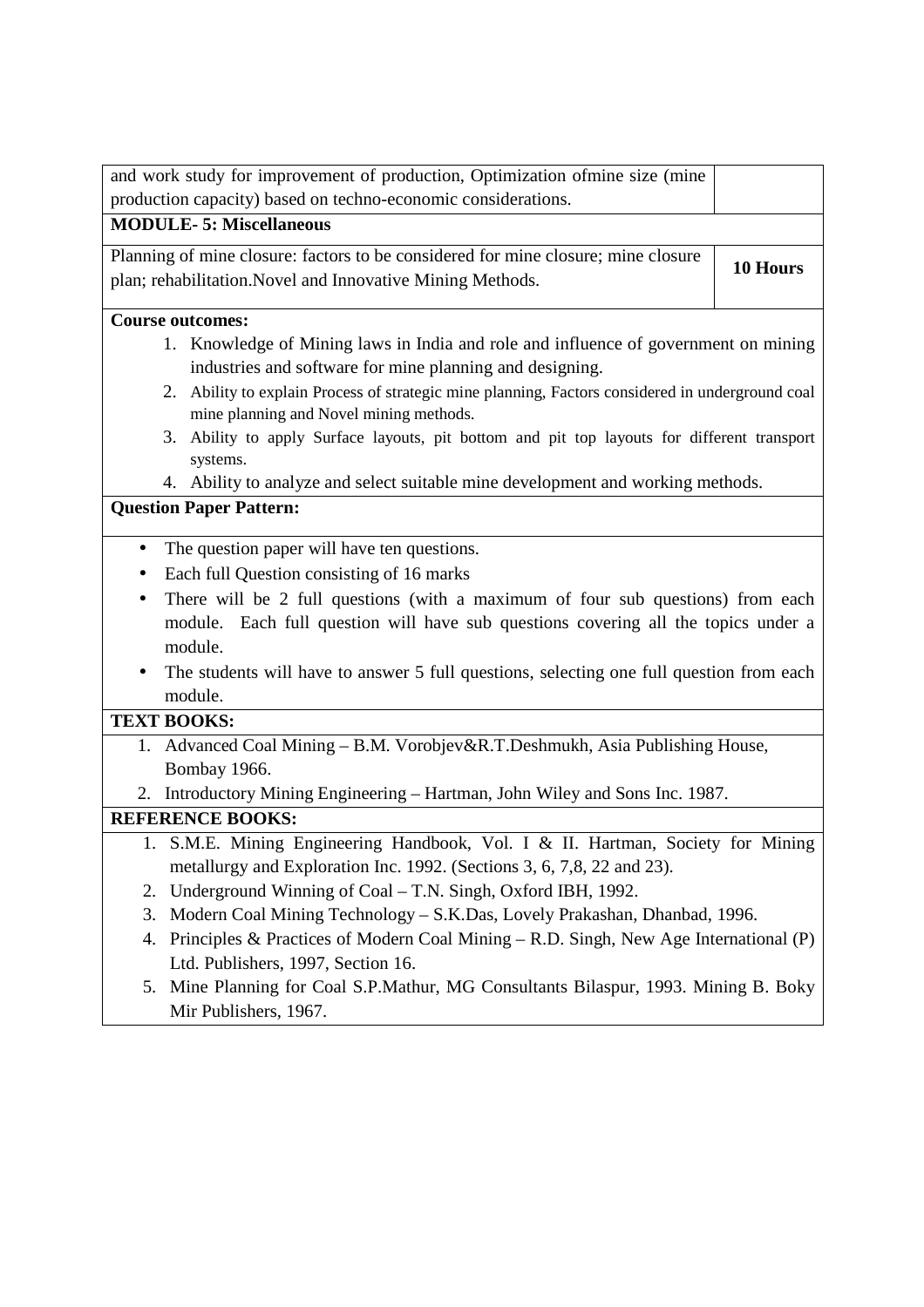| | |
|---|---|
| and work study for improvement of production, Optimization ofmine size (mine production capacity) based on techno-economic considerations. | |
| **MODULE- 5: Miscellaneous** | |
| Planning of mine closure: factors to be considered for mine closure; mine closure plan; rehabilitation.Novel and Innovative Mining Methods. | **10 Hours** |

**Course outcomes:**

1. Knowledge of Mining laws in India and role and influence of government on mining industries and software for mine planning and designing.
2. Ability to explain Process of strategic mine planning, Factors considered in underground coal mine planning and Novel mining methods.
3. Ability to apply Surface layouts, pit bottom and pit top layouts for different transport systems.
4. Ability to analyze and select suitable mine development and working methods.

**Question Paper Pattern:**

- The question paper will have ten questions.
- Each full Question consisting of 16 marks
- There will be 2 full questions (with a maximum of four sub questions) from each module. Each full question will have sub questions covering all the topics under a module.
- The students will have to answer 5 full questions, selecting one full question from each module.

**TEXT BOOKS:**

1. Advanced Coal Mining – B.M. Vorobjev&R.T.Deshmukh, Asia Publishing House, Bombay 1966.
2. Introductory Mining Engineering – Hartman, John Wiley and Sons Inc. 1987.

**REFERENCE BOOKS:**

1. S.M.E. Mining Engineering Handbook, Vol. I & II. Hartman, Society for Mining metallurgy and Exploration Inc. 1992. (Sections 3, 6, 7,8, 22 and 23).
2. Underground Winning of Coal – T.N. Singh, Oxford IBH, 1992.
3. Modern Coal Mining Technology – S.K.Das, Lovely Prakashan, Dhanbad, 1996.
4. Principles & Practices of Modern Coal Mining – R.D. Singh, New Age International (P) Ltd. Publishers, 1997, Section 16.
5. Mine Planning for Coal S.P.Mathur, MG Consultants Bilaspur, 1993. Mining B. Boky Mir Publishers, 1967.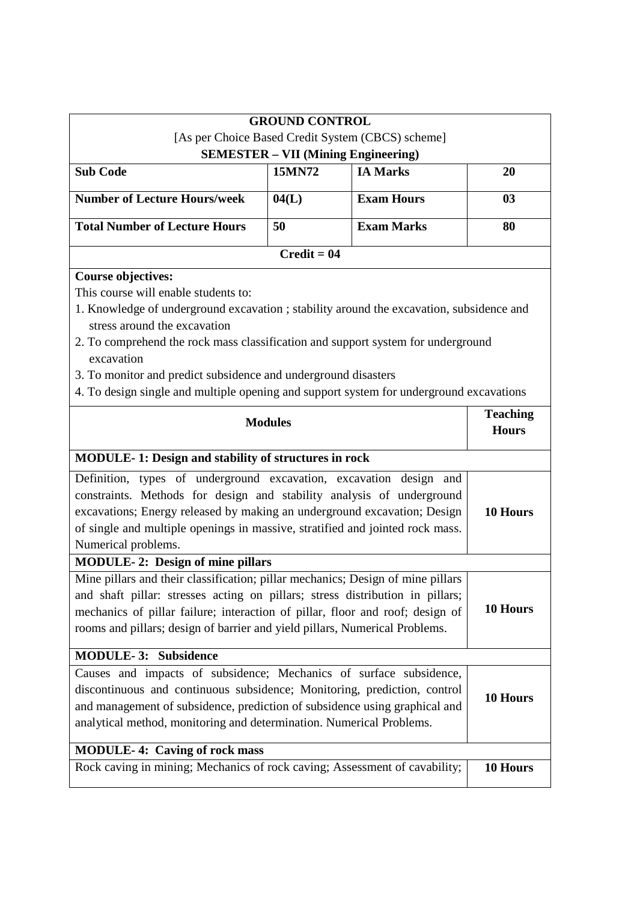| **GROUND CONTROL**<br>[As per Choice Based Credit System (CBCS) scheme]<br>**SEMESTER – VII (Mining Engineering)** | | | |
|---|---|---|---|
| **Sub Code** | **15MN72** | **IA Marks** | **20** |
| **Number of Lecture Hours/week** | **04(L)** | **Exam Hours** | **03** |
| **Total Number of Lecture Hours** | **50** | **Exam Marks** | **80** |
| **Credit = 04** | | | |

**Course objectives:**

This course will enable students to:

1. Knowledge of underground excavation ; stability around the excavation, subsidence and stress around the excavation
2. To comprehend the rock mass classification and support system for underground excavation
3. To monitor and predict subsidence and underground disasters
4. To design single and multiple opening and support system for underground excavations

| **Modules** | **Teaching Hours** |
|---|---|
| **MODULE- 1: Design and stability of structures in rock** | |
| Definition, types of underground excavation, excavation design and constraints. Methods for design and stability analysis of underground excavations; Energy released by making an underground excavation; Design of single and multiple openings in massive, stratified and jointed rock mass. Numerical problems. | **10 Hours** |
| **MODULE- 2: Design of mine pillars** | |
| Mine pillars and their classification; pillar mechanics; Design of mine pillars and shaft pillar: stresses acting on pillars; stress distribution in pillars; mechanics of pillar failure; interaction of pillar, floor and roof; design of rooms and pillars; design of barrier and yield pillars, Numerical Problems. | **10 Hours** |
| **MODULE- 3: Subsidence** | |
| Causes and impacts of subsidence; Mechanics of surface subsidence, discontinuous and continuous subsidence; Monitoring, prediction, control and management of subsidence, prediction of subsidence using graphical and analytical method, monitoring and determination. Numerical Problems. | **10 Hours** |
| **MODULE- 4: Caving of rock mass** | |
| Rock caving in mining; Mechanics of rock caving; Assessment of cavability; | **10 Hours** |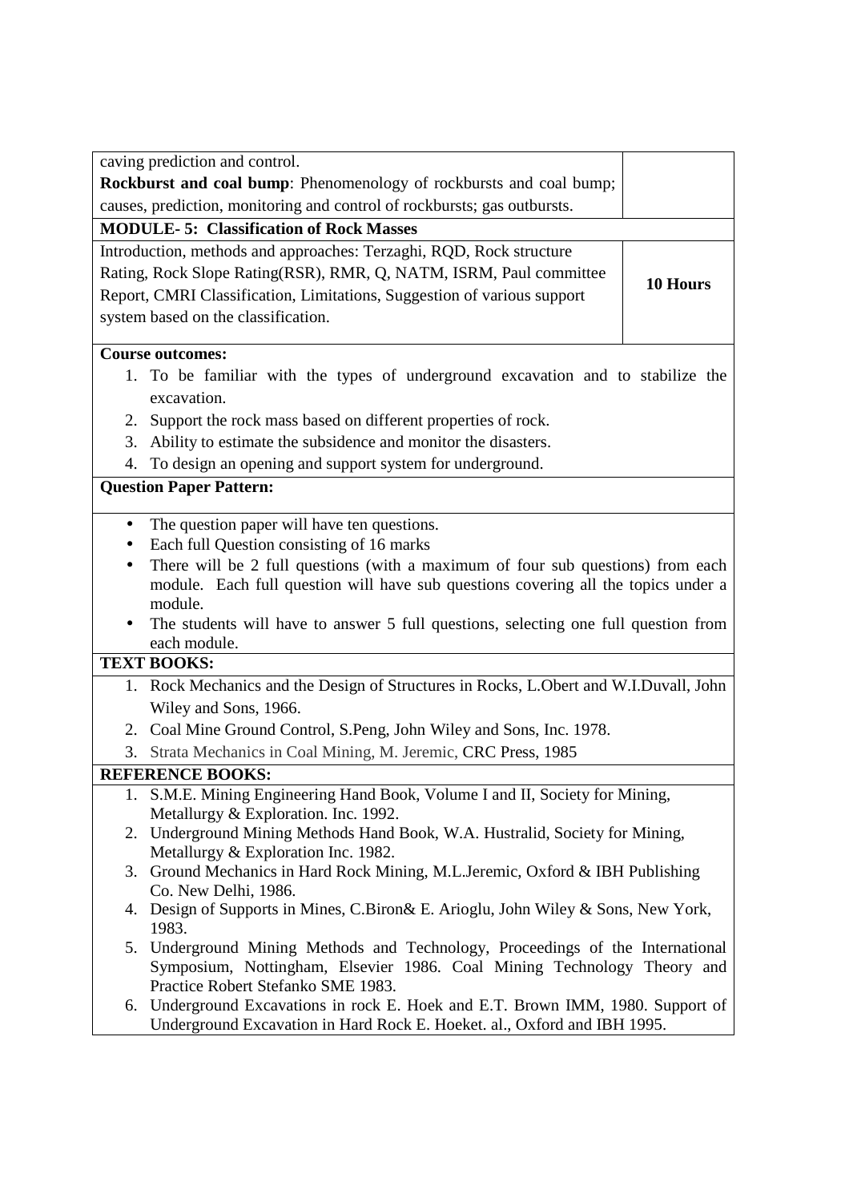| | |
|---|---|
| caving prediction and control.<br>**Rockburst and coal bump**: Phenomenology of rockbursts and coal bump; causes, prediction, monitoring and control of rockbursts; gas outbursts. | |
| **MODULE- 5: Classification of Rock Masses** | |
| Introduction, methods and approaches: Terzaghi, RQD, Rock structure Rating, Rock Slope Rating(RSR), RMR, Q, NATM, ISRM, Paul committee Report, CMRI Classification, Limitations, Suggestion of various support system based on the classification. | **10 Hours** |

**Course outcomes:**

1. To be familiar with the types of underground excavation and to stabilize the excavation.
2. Support the rock mass based on different properties of rock.
3. Ability to estimate the subsidence and monitor the disasters.
4. To design an opening and support system for underground.

**Question Paper Pattern:**

- The question paper will have ten questions.
- Each full Question consisting of 16 marks
- There will be 2 full questions (with a maximum of four sub questions) from each module. Each full question will have sub questions covering all the topics under a module.
- The students will have to answer 5 full questions, selecting one full question from each module.

**TEXT BOOKS:**

1. Rock Mechanics and the Design of Structures in Rocks, L.Obert and W.I.Duvall, John Wiley and Sons, 1966.
2. Coal Mine Ground Control, S.Peng, John Wiley and Sons, Inc. 1978.
3. Strata Mechanics in Coal Mining, M. Jeremic, CRC Press, 1985

**REFERENCE BOOKS:**

1. S.M.E. Mining Engineering Hand Book, Volume I and II, Society for Mining, Metallurgy & Exploration. Inc. 1992.
2. Underground Mining Methods Hand Book, W.A. Hustralid, Society for Mining, Metallurgy & Exploration Inc. 1982.
3. Ground Mechanics in Hard Rock Mining, M.L.Jeremic, Oxford & IBH Publishing Co. New Delhi, 1986.
4. Design of Supports in Mines, C.Biron& E. Arioglu, John Wiley & Sons, New York, 1983.
5. Underground Mining Methods and Technology, Proceedings of the International Symposium, Nottingham, Elsevier 1986. Coal Mining Technology Theory and Practice Robert Stefanko SME 1983.
6. Underground Excavations in rock E. Hoek and E.T. Brown IMM, 1980. Support of Underground Excavation in Hard Rock E. Hoeket. al., Oxford and IBH 1995.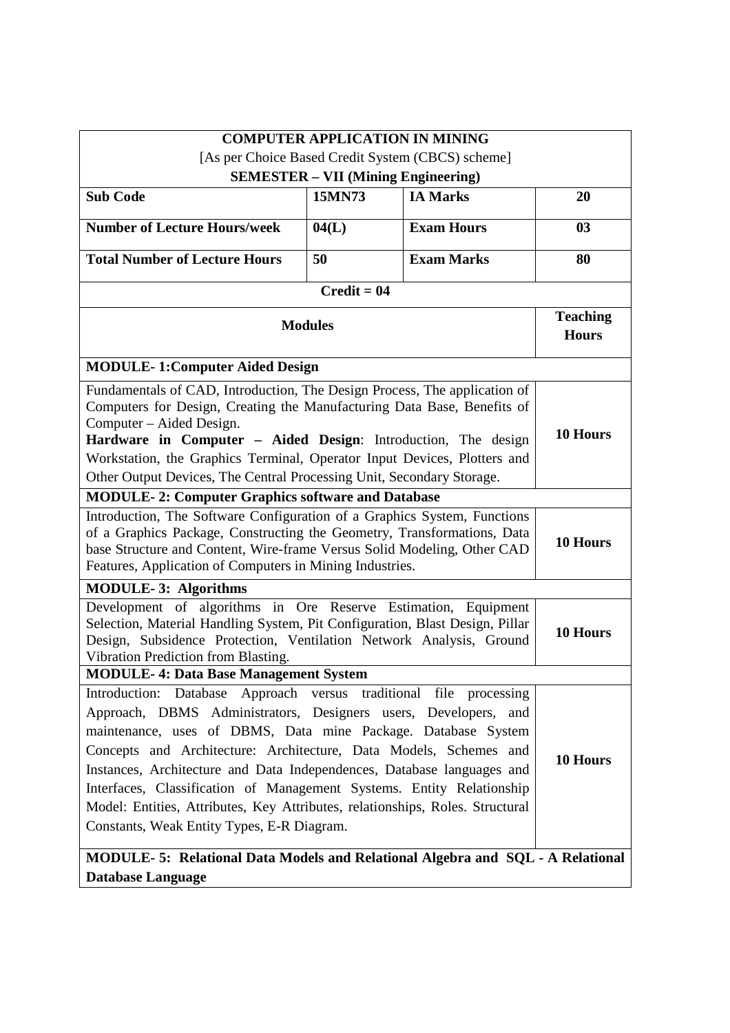| **COMPUTER APPLICATION IN MINING**<br>[As per Choice Based Credit System (CBCS) scheme]<br>**SEMESTER – VII (Mining Engineering)** | | | |
|---|---|---|---|
| **Sub Code** | **15MN73** | **IA Marks** | **20** |
| **Number of Lecture Hours/week** | **04(L)** | **Exam Hours** | **03** |
| **Total Number of Lecture Hours** | **50** | **Exam Marks** | **80** |
| **Credit = 04** | | | |

| **Modules** | **Teaching Hours** |
|---|---|
| **MODULE- 1:Computer Aided Design** | |
| Fundamentals of CAD, Introduction, The Design Process, The application of Computers for Design, Creating the Manufacturing Data Base, Benefits of Computer – Aided Design.<br>**Hardware in Computer – Aided Design**: Introduction, The design Workstation, the Graphics Terminal, Operator Input Devices, Plotters and Other Output Devices, The Central Processing Unit, Secondary Storage. | **10 Hours** |
| **MODULE- 2: Computer Graphics software and Database** | |
| Introduction, The Software Configuration of a Graphics System, Functions of a Graphics Package, Constructing the Geometry, Transformations, Data base Structure and Content, Wire-frame Versus Solid Modeling, Other CAD Features, Application of Computers in Mining Industries. | **10 Hours** |
| **MODULE- 3: Algorithms** | |
| Development of algorithms in Ore Reserve Estimation, Equipment Selection, Material Handling System, Pit Configuration, Blast Design, Pillar Design, Subsidence Protection, Ventilation Network Analysis, Ground Vibration Prediction from Blasting. | **10 Hours** |
| **MODULE- 4: Data Base Management System** | |
| Introduction: Database Approach versus traditional file processing Approach, DBMS Administrators, Designers users, Developers, and maintenance, uses of DBMS, Data mine Package. Database System Concepts and Architecture: Architecture, Data Models, Schemes and Instances, Architecture and Data Independences, Database languages and Interfaces, Classification of Management Systems. Entity Relationship Model: Entities, Attributes, Key Attributes, relationships, Roles. Structural Constants, Weak Entity Types, E-R Diagram. | **10 Hours** |
| **MODULE- 5: Relational Data Models and Relational Algebra and SQL - A Relational Database Language** | |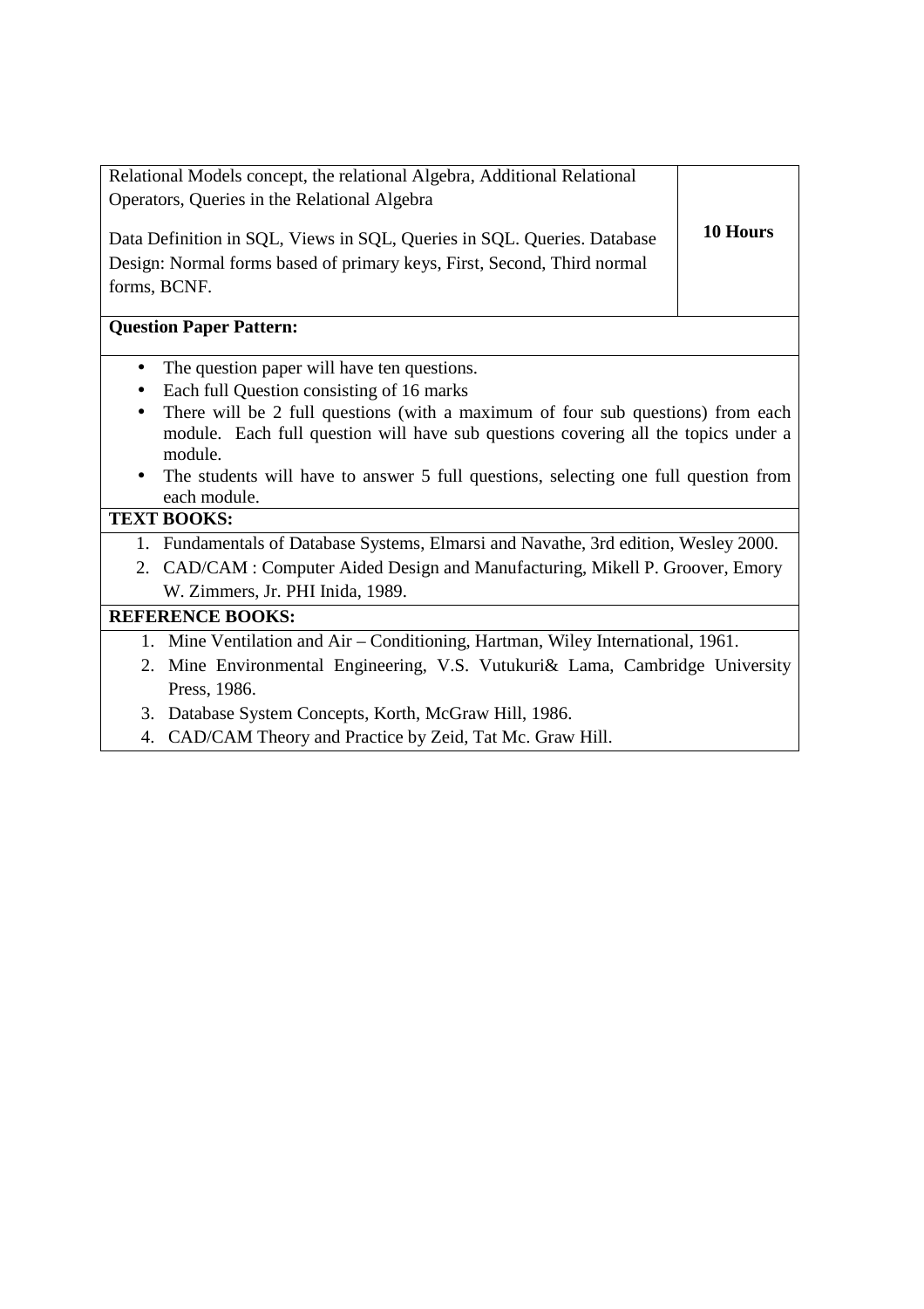| | |
|---|---|
| Relational Models concept, the relational Algebra, Additional Relational Operators, Queries in the Relational Algebra<br><br>Data Definition in SQL, Views in SQL, Queries in SQL. Queries. Database Design: Normal forms based of primary keys, First, Second, Third normal forms, BCNF. | **10 Hours** |

**Question Paper Pattern:**

- The question paper will have ten questions.
- Each full Question consisting of 16 marks
- There will be 2 full questions (with a maximum of four sub questions) from each module. Each full question will have sub questions covering all the topics under a module.
- The students will have to answer 5 full questions, selecting one full question from each module.

**TEXT BOOKS:**

1. Fundamentals of Database Systems, Elmarsi and Navathe, 3rd edition, Wesley 2000.
2. CAD/CAM : Computer Aided Design and Manufacturing, Mikell P. Groover, Emory W. Zimmers, Jr. PHI Inida, 1989.

**REFERENCE BOOKS:**

1. Mine Ventilation and Air – Conditioning, Hartman, Wiley International, 1961.
2. Mine Environmental Engineering, V.S. Vutukuri& Lama, Cambridge University Press, 1986.
3. Database System Concepts, Korth, McGraw Hill, 1986.
4. CAD/CAM Theory and Practice by Zeid, Tat Mc. Graw Hill.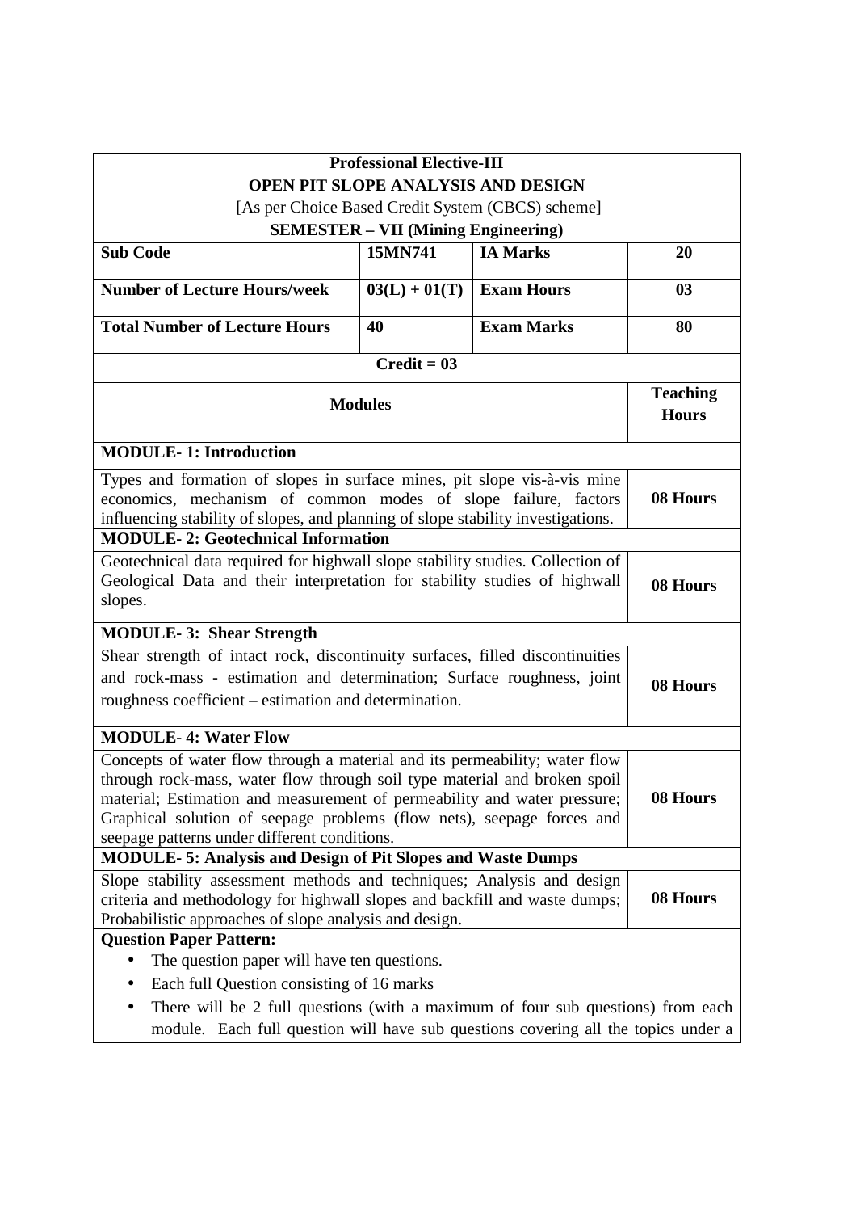| **Professional Elective-III**<br>**OPEN PIT SLOPE ANALYSIS AND DESIGN**<br>[As per Choice Based Credit System (CBCS) scheme]<br>**SEMESTER – VII (Mining Engineering)** | | | |
|---|---|---|---|
| **Sub Code** | **15MN741** | **IA Marks** | **20** |
| **Number of Lecture Hours/week** | **03(L) + 01(T)** | **Exam Hours** | **03** |
| **Total Number of Lecture Hours** | **40** | **Exam Marks** | **80** |
| **Credit = 03** | | | |

| **Modules** | **Teaching Hours** |
|---|---|
| **MODULE- 1: Introduction** | |
| Types and formation of slopes in surface mines, pit slope vis-à-vis mine economics, mechanism of common modes of slope failure, factors influencing stability of slopes, and planning of slope stability investigations. | **08 Hours** |
| **MODULE- 2: Geotechnical Information** | |
| Geotechnical data required for highwall slope stability studies. Collection of Geological Data and their interpretation for stability studies of highwall slopes. | **08 Hours** |
| **MODULE- 3: Shear Strength** | |
| Shear strength of intact rock, discontinuity surfaces, filled discontinuities and rock-mass - estimation and determination; Surface roughness, joint roughness coefficient – estimation and determination. | **08 Hours** |
| **MODULE- 4: Water Flow** | |
| Concepts of water flow through a material and its permeability; water flow through rock-mass, water flow through soil type material and broken spoil material; Estimation and measurement of permeability and water pressure; Graphical solution of seepage problems (flow nets), seepage forces and seepage patterns under different conditions. | **08 Hours** |
| **MODULE- 5: Analysis and Design of Pit Slopes and Waste Dumps** | |
| Slope stability assessment methods and techniques; Analysis and design criteria and methodology for highwall slopes and backfill and waste dumps; Probabilistic approaches of slope analysis and design. | **08 Hours** |

**Question Paper Pattern:**

- The question paper will have ten questions.
- Each full Question consisting of 16 marks
- There will be 2 full questions (with a maximum of four sub questions) from each module. Each full question will have sub questions covering all the topics under a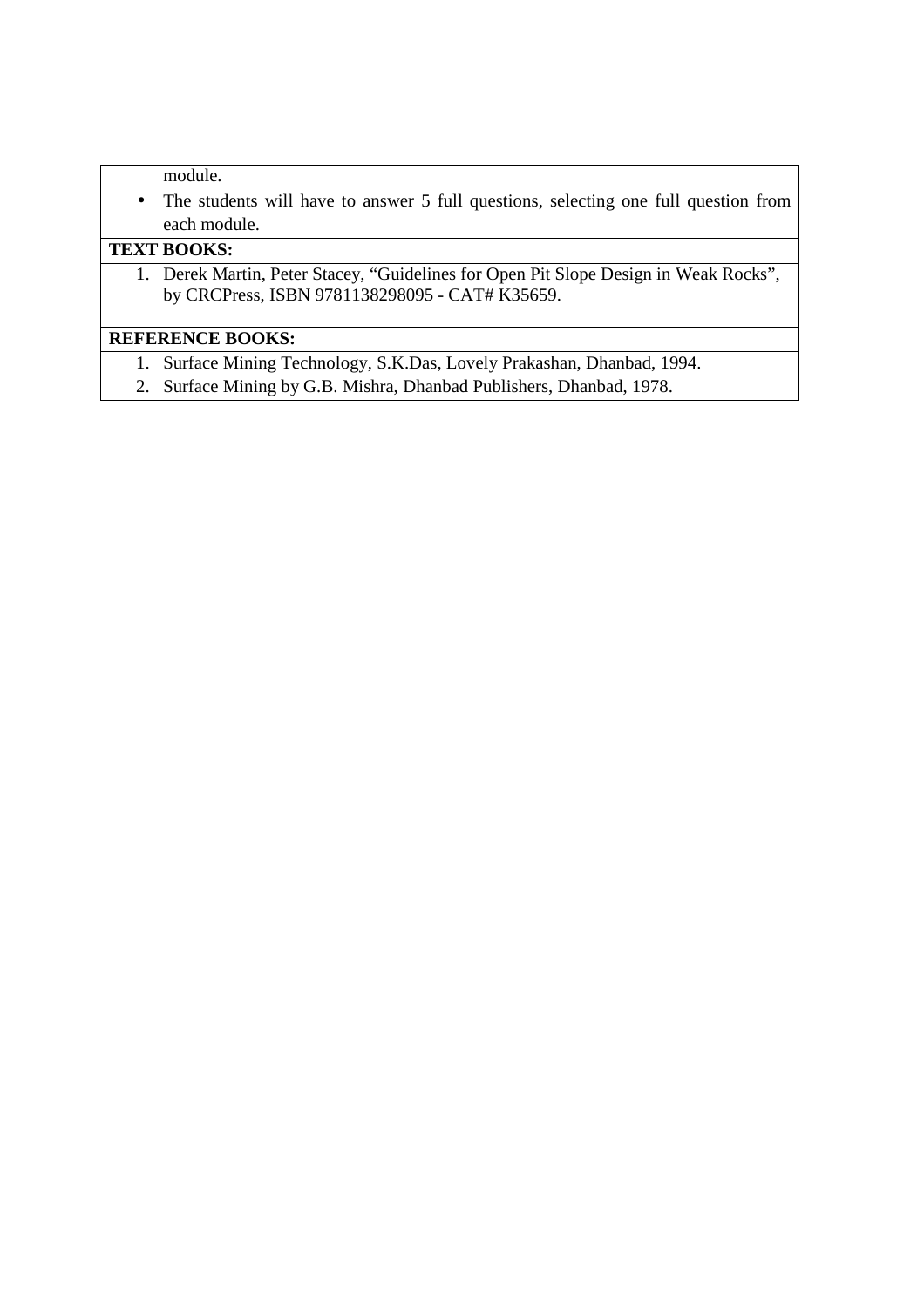module.

- The students will have to answer 5 full questions, selecting one full question from each module.

**TEXT BOOKS:**

1. Derek Martin, Peter Stacey, "Guidelines for Open Pit Slope Design in Weak Rocks", by CRCPress, ISBN 9781138298095 - CAT# K35659.

**REFERENCE BOOKS:**

1. Surface Mining Technology, S.K.Das, Lovely Prakashan, Dhanbad, 1994.
2. Surface Mining by G.B. Mishra, Dhanbad Publishers, Dhanbad, 1978.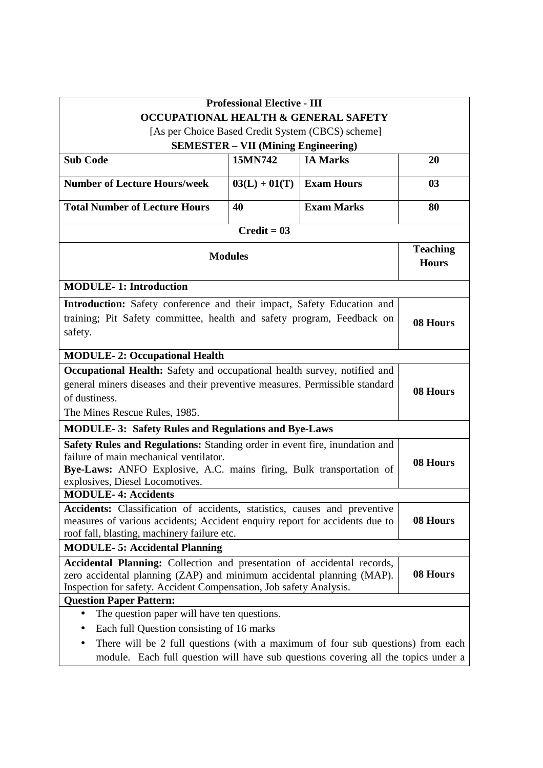**Professional Elective - III**

**OCCUPATIONAL HEALTH & GENERAL SAFETY**

[As per Choice Based Credit System (CBCS) scheme]

**SEMESTER – VII (Mining Engineering)**

| **Sub Code** | **15MN742** | **IA Marks** | **20** |
|---|---|---|---|
| **Number of Lecture Hours/week** | **03(L) + 01(T)** | **Exam Hours** | **03** |
| **Total Number of Lecture Hours** | **40** | **Exam Marks** | **80** |
| **Credit = 03** | | | |

| **Modules** | **Teaching Hours** |
|---|---|
| **MODULE- 1: Introduction** | |
| **Introduction:** Safety conference and their impact, Safety Education and training; Pit Safety committee, health and safety program, Feedback on safety. | **08 Hours** |
| **MODULE- 2: Occupational Health** | |
| **Occupational Health:** Safety and occupational health survey, notified and general miners diseases and their preventive measures. Permissible standard of dustiness.<br>The Mines Rescue Rules, 1985. | **08 Hours** |
| **MODULE- 3: Safety Rules and Regulations and Bye-Laws** | |
| **Safety Rules and Regulations:** Standing order in event fire, inundation and failure of main mechanical ventilator.<br>**Bye-Laws:** ANFO Explosive, A.C. mains firing, Bulk transportation of explosives, Diesel Locomotives. | **08 Hours** |
| **MODULE- 4: Accidents** | |
| **Accidents:** Classification of accidents, statistics, causes and preventive measures of various accidents; Accident enquiry report for accidents due to roof fall, blasting, machinery failure etc. | **08 Hours** |
| **MODULE- 5: Accidental Planning** | |
| **Accidental Planning:** Collection and presentation of accidental records, zero accidental planning (ZAP) and minimum accidental planning (MAP). Inspection for safety. Accident Compensation, Job safety Analysis. | **08 Hours** |

**Question Paper Pattern:**

- The question paper will have ten questions.
- Each full Question consisting of 16 marks
- There will be 2 full questions (with a maximum of four sub questions) from each module. Each full question will have sub questions covering all the topics under a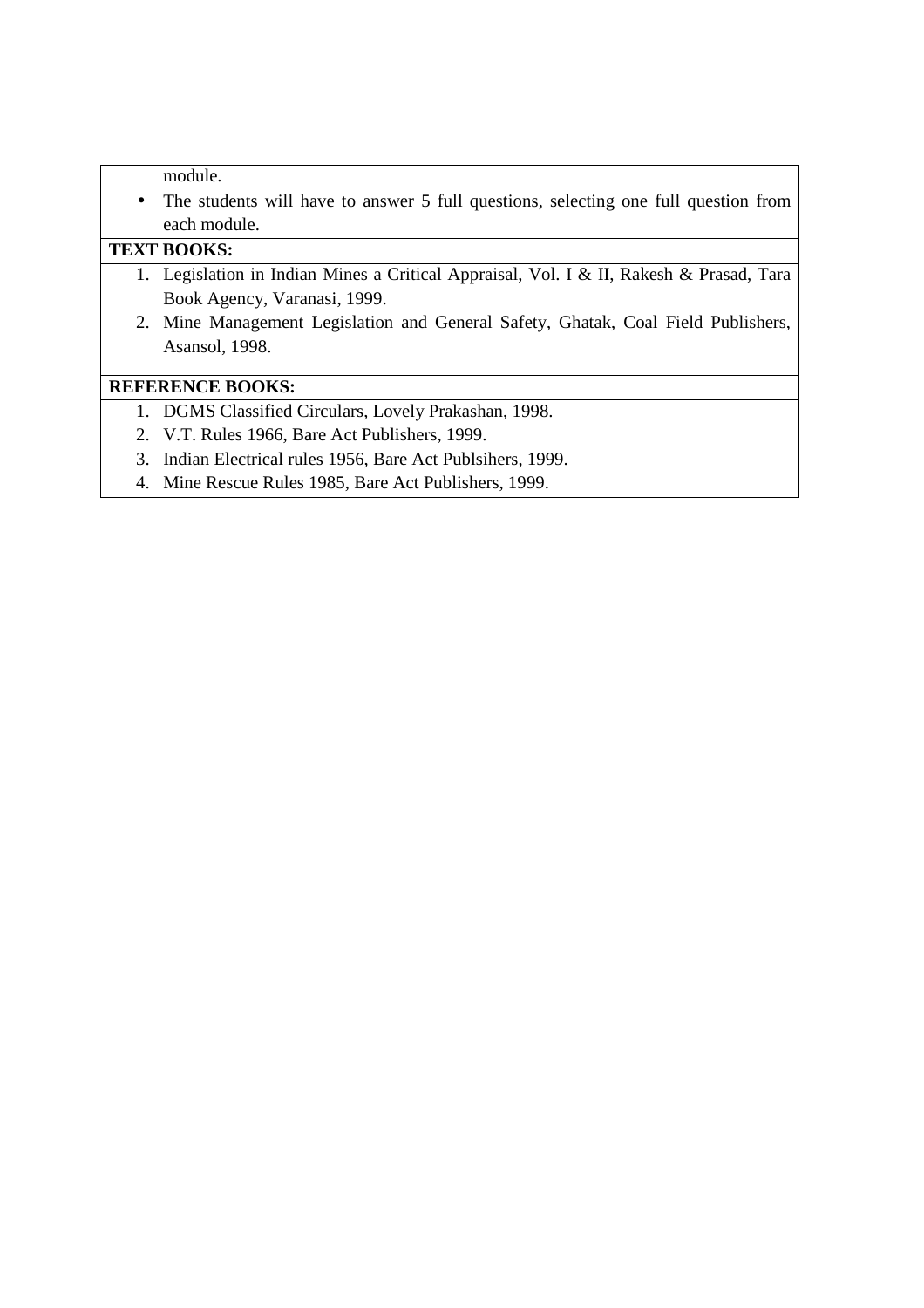module.

- The students will have to answer 5 full questions, selecting one full question from each module.

**TEXT BOOKS:**

1. Legislation in Indian Mines a Critical Appraisal, Vol. I & II, Rakesh & Prasad, Tara Book Agency, Varanasi, 1999.
2. Mine Management Legislation and General Safety, Ghatak, Coal Field Publishers, Asansol, 1998.

**REFERENCE BOOKS:**

1. DGMS Classified Circulars, Lovely Prakashan, 1998.
2. V.T. Rules 1966, Bare Act Publishers, 1999.
3. Indian Electrical rules 1956, Bare Act Publsihers, 1999.
4. Mine Rescue Rules 1985, Bare Act Publishers, 1999.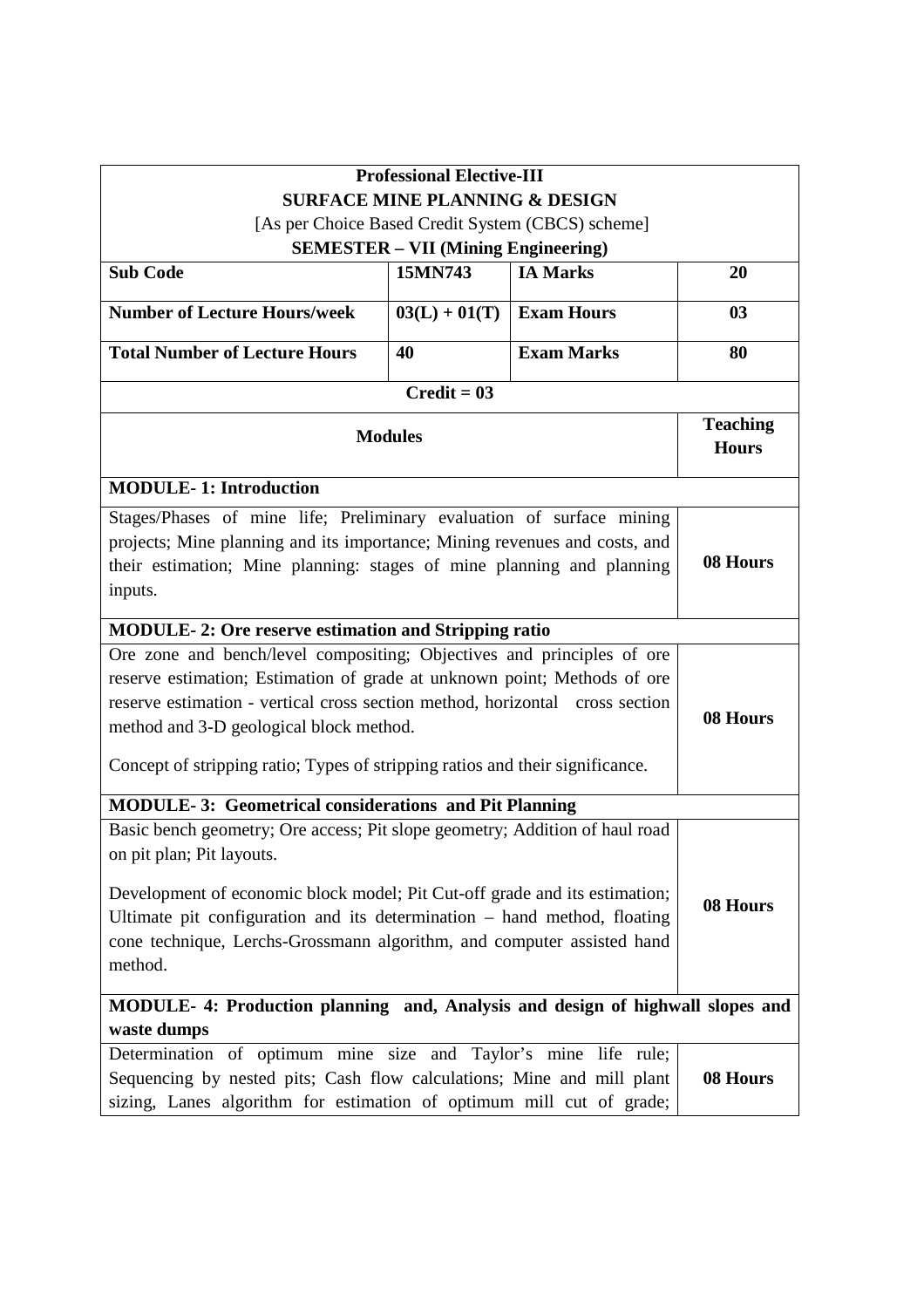| **Professional Elective-III**<br>**SURFACE MINE PLANNING & DESIGN**<br>[As per Choice Based Credit System (CBCS) scheme]<br>**SEMESTER – VII (Mining Engineering)** | | | |
|---|---|---|---|
| **Sub Code** | **15MN743** | **IA Marks** | **20** |
| **Number of Lecture Hours/week** | **03(L) + 01(T)** | **Exam Hours** | **03** |
| **Total Number of Lecture Hours** | **40** | **Exam Marks** | **80** |
| **Credit = 03** | | | |

| **Modules** | **Teaching Hours** |
|---|---|
| **MODULE- 1: Introduction** | |
| Stages/Phases of mine life; Preliminary evaluation of surface mining projects; Mine planning and its importance; Mining revenues and costs, and their estimation; Mine planning: stages of mine planning and planning inputs. | **08 Hours** |
| **MODULE- 2: Ore reserve estimation and Stripping ratio** | |
| Ore zone and bench/level compositing; Objectives and principles of ore reserve estimation; Estimation of grade at unknown point; Methods of ore reserve estimation - vertical cross section method, horizontal cross section method and 3-D geological block method.<br><br>Concept of stripping ratio; Types of stripping ratios and their significance. | **08 Hours** |
| **MODULE- 3: Geometrical considerations and Pit Planning** | |
| Basic bench geometry; Ore access; Pit slope geometry; Addition of haul road on pit plan; Pit layouts.<br><br>Development of economic block model; Pit Cut-off grade and its estimation; Ultimate pit configuration and its determination – hand method, floating cone technique, Lerchs-Grossmann algorithm, and computer assisted hand method. | **08 Hours** |
| **MODULE- 4: Production planning and, Analysis and design of highwall slopes and waste dumps** | |
| Determination of optimum mine size and Taylor's mine life rule; Sequencing by nested pits; Cash flow calculations; Mine and mill plant sizing, Lanes algorithm for estimation of optimum mill cut of grade; | **08 Hours** |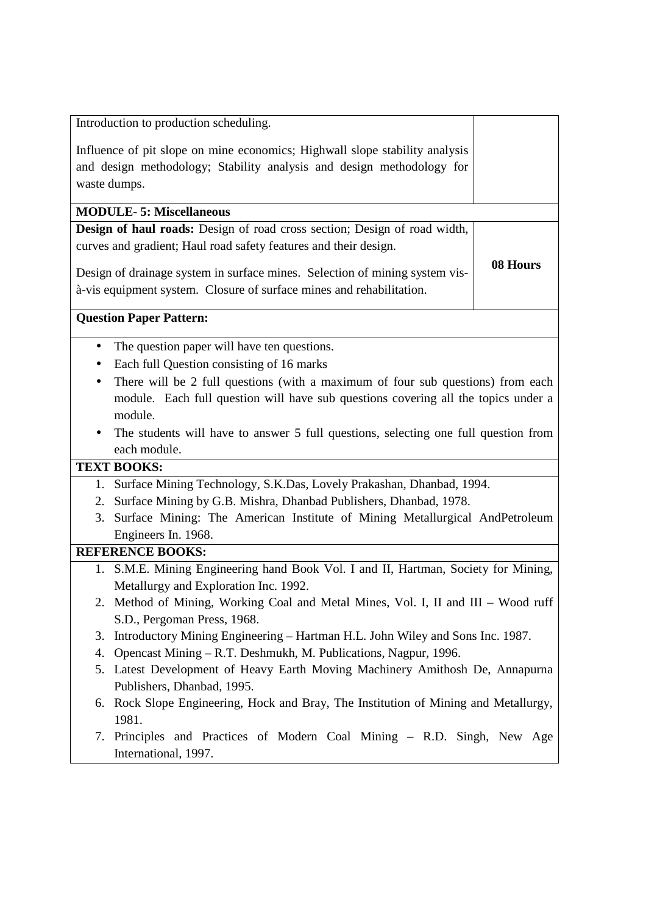| | |
|---|---|
| Introduction to production scheduling.<br><br>Influence of pit slope on mine economics; Highwall slope stability analysis and design methodology; Stability analysis and design methodology for waste dumps. | |
| **MODULE- 5: Miscellaneous** | |
| **Design of haul roads:** Design of road cross section; Design of road width, curves and gradient; Haul road safety features and their design.<br><br>Design of drainage system in surface mines. Selection of mining system vis-à-vis equipment system. Closure of surface mines and rehabilitation. | **08 Hours** |

**Question Paper Pattern:**

- The question paper will have ten questions.
- Each full Question consisting of 16 marks
- There will be 2 full questions (with a maximum of four sub questions) from each module. Each full question will have sub questions covering all the topics under a module.
- The students will have to answer 5 full questions, selecting one full question from each module.

**TEXT BOOKS:**

1. Surface Mining Technology, S.K.Das, Lovely Prakashan, Dhanbad, 1994.
2. Surface Mining by G.B. Mishra, Dhanbad Publishers, Dhanbad, 1978.
3. Surface Mining: The American Institute of Mining Metallurgical AndPetroleum Engineers In. 1968.

**REFERENCE BOOKS:**

1. S.M.E. Mining Engineering hand Book Vol. I and II, Hartman, Society for Mining, Metallurgy and Exploration Inc. 1992.
2. Method of Mining, Working Coal and Metal Mines, Vol. I, II and III – Wood ruff S.D., Pergoman Press, 1968.
3. Introductory Mining Engineering – Hartman H.L. John Wiley and Sons Inc. 1987.
4. Opencast Mining – R.T. Deshmukh, M. Publications, Nagpur, 1996.
5. Latest Development of Heavy Earth Moving Machinery Amithosh De, Annapurna Publishers, Dhanbad, 1995.
6. Rock Slope Engineering, Hock and Bray, The Institution of Mining and Metallurgy, 1981.
7. Principles and Practices of Modern Coal Mining – R.D. Singh, New Age International, 1997.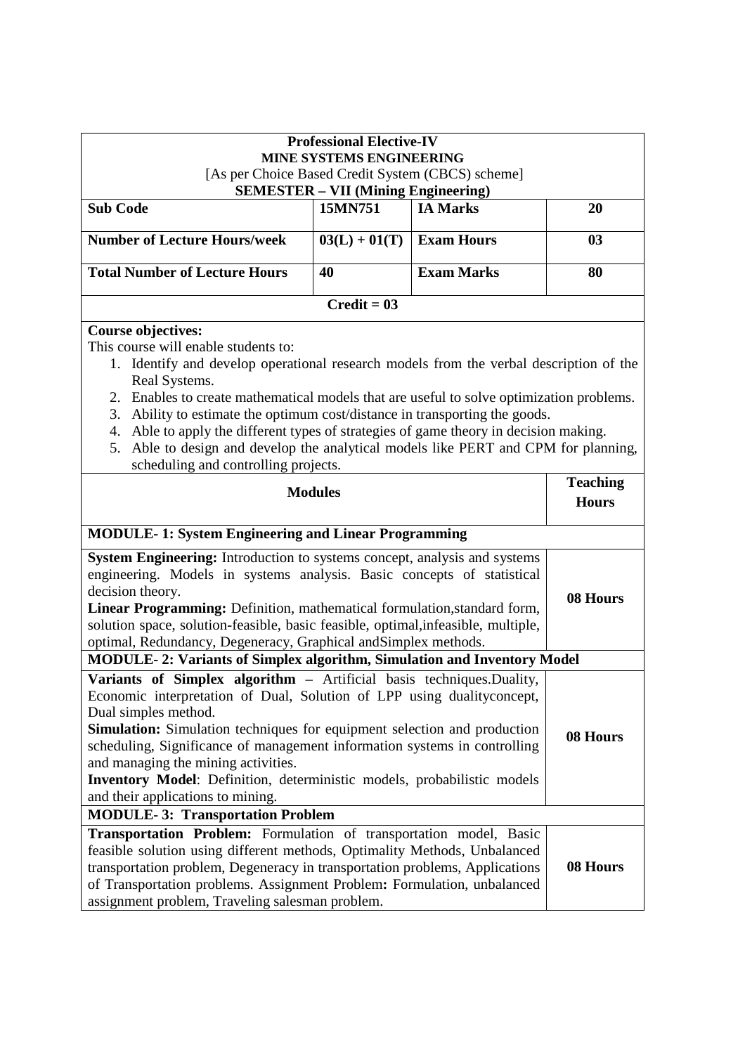**Professional Elective-IV**
**MINE SYSTEMS ENGINEERING**
[As per Choice Based Credit System (CBCS) scheme]
**SEMESTER – VII (Mining Engineering)**

| **Sub Code** | **15MN751** | **IA Marks** | **20** |
|---|---|---|---|
| **Number of Lecture Hours/week** | **03(L) + 01(T)** | **Exam Hours** | **03** |
| **Total Number of Lecture Hours** | **40** | **Exam Marks** | **80** |

**Credit = 03**

**Course objectives:**
This course will enable students to:

1. Identify and develop operational research models from the verbal description of the Real Systems.
2. Enables to create mathematical models that are useful to solve optimization problems.
3. Ability to estimate the optimum cost/distance in transporting the goods.
4. Able to apply the different types of strategies of game theory in decision making.
5. Able to design and develop the analytical models like PERT and CPM for planning, scheduling and controlling projects.

| **Modules** | **Teaching Hours** |
|---|---|
| **MODULE- 1: System Engineering and Linear Programming** | |
| **System Engineering:** Introduction to systems concept, analysis and systems engineering. Models in systems analysis. Basic concepts of statistical decision theory. **Linear Programming:** Definition, mathematical formulation,standard form, solution space, solution-feasible, basic feasible, optimal,infeasible, multiple, optimal, Redundancy, Degeneracy, Graphical andSimplex methods. | **08 Hours** |
| **MODULE- 2: Variants of Simplex algorithm, Simulation and Inventory Model** | |
| **Variants of Simplex algorithm** – Artificial basis techniques.Duality, Economic interpretation of Dual, Solution of LPP using dualityconcept, Dual simples method. **Simulation:** Simulation techniques for equipment selection and production scheduling, Significance of management information systems in controlling and managing the mining activities. **Inventory Model**: Definition, deterministic models, probabilistic models and their applications to mining. | **08 Hours** |
| **MODULE- 3: Transportation Problem** | |
| **Transportation Problem:** Formulation of transportation model, Basic feasible solution using different methods, Optimality Methods, Unbalanced transportation problem, Degeneracy in transportation problems, Applications of Transportation problems. Assignment Problem**:** Formulation, unbalanced assignment problem, Traveling salesman problem. | **08 Hours** |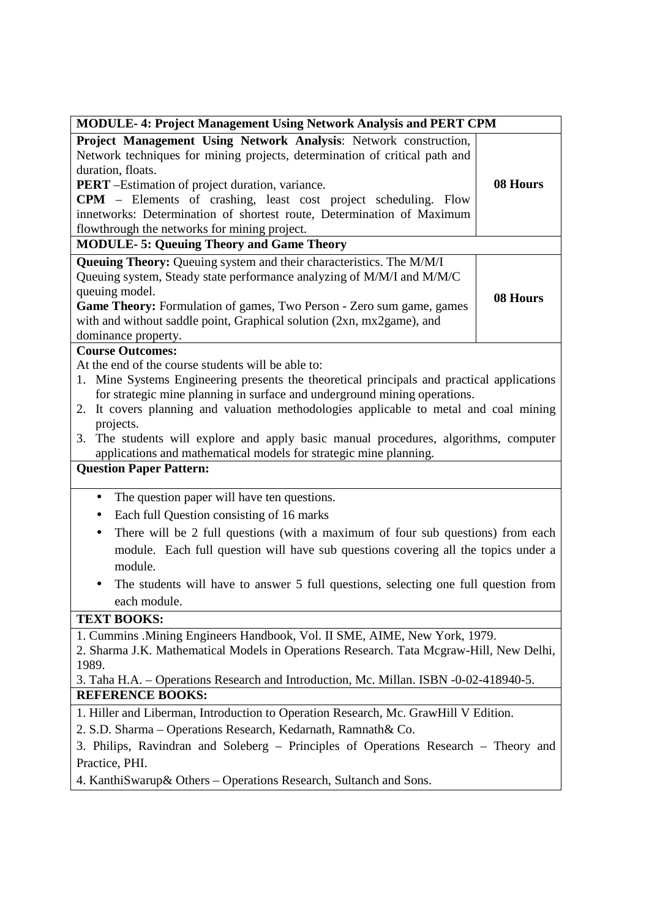| MODULE- 4: Project Management Using Network Analysis and PERT CPM | |
|---|---|
| **Project Management Using Network Analysis**: Network construction, Network techniques for mining projects, determination of critical path and duration, floats. **PERT** –Estimation of project duration, variance. **CPM** – Elements of crashing, least cost project scheduling. Flow innetworks: Determination of shortest route, Determination of Maximum flowthrough the networks for mining project. | **08 Hours** |
| **MODULE- 5: Queuing Theory and Game Theory** | |
| **Queuing Theory:** Queuing system and their characteristics. The M/M/I Queuing system, Steady state performance analyzing of M/M/I and M/M/C queuing model. **Game Theory:** Formulation of games, Two Person - Zero sum game, games with and without saddle point, Graphical solution (2xn, mx2game), and dominance property. | **08 Hours** |

**Course Outcomes:**

At the end of the course students will be able to:

1. Mine Systems Engineering presents the theoretical principals and practical applications for strategic mine planning in surface and underground mining operations.
2. It covers planning and valuation methodologies applicable to metal and coal mining projects.
3. The students will explore and apply basic manual procedures, algorithms, computer applications and mathematical models for strategic mine planning.

**Question Paper Pattern:**

- The question paper will have ten questions.
- Each full Question consisting of 16 marks
- There will be 2 full questions (with a maximum of four sub questions) from each module. Each full question will have sub questions covering all the topics under a module.
- The students will have to answer 5 full questions, selecting one full question from each module.

**TEXT BOOKS:**

1. Cummins .Mining Engineers Handbook, Vol. II SME, AIME, New York, 1979.
2. Sharma J.K. Mathematical Models in Operations Research. Tata Mcgraw-Hill, New Delhi, 1989.
3. Taha H.A. – Operations Research and Introduction, Mc. Millan. ISBN -0-02-418940-5.

**REFERENCE BOOKS:**

1. Hiller and Liberman, Introduction to Operation Research, Mc. GrawHill V Edition.
2. S.D. Sharma – Operations Research, Kedarnath, Ramnath& Co.
3. Philips, Ravindran and Soleberg – Principles of Operations Research – Theory and Practice, PHI.
4. KanthiSwarup& Others – Operations Research, Sultanch and Sons.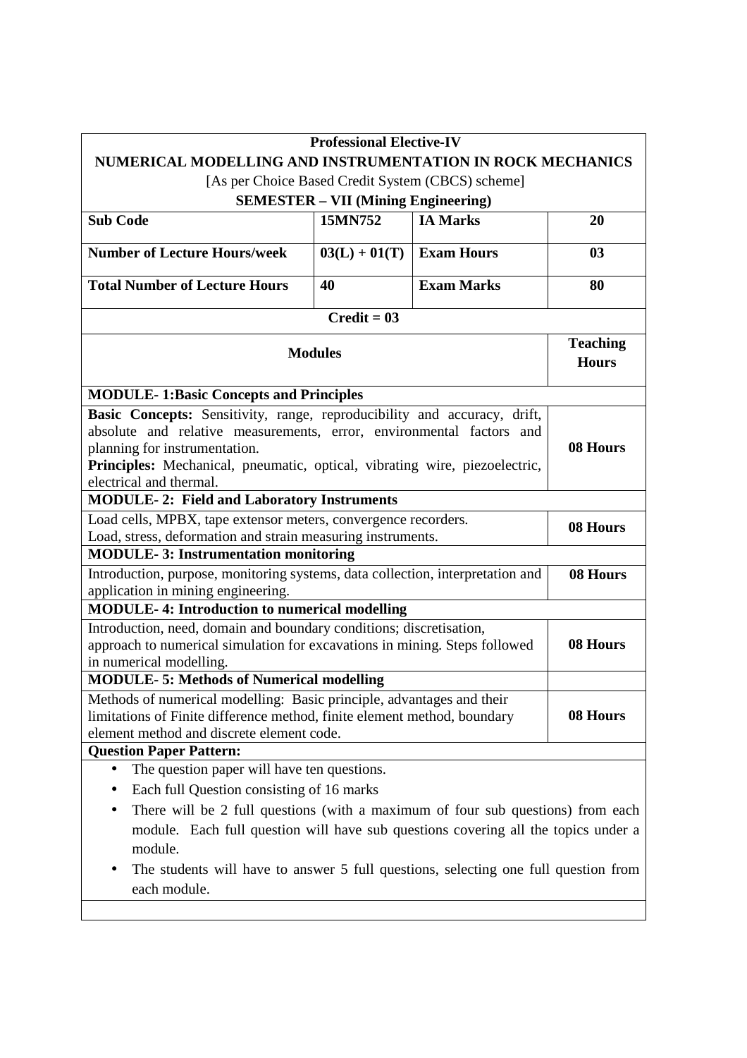**Professional Elective-IV**

**NUMERICAL MODELLING AND INSTRUMENTATION IN ROCK MECHANICS**

[As per Choice Based Credit System (CBCS) scheme]

**SEMESTER – VII (Mining Engineering)**

| **Sub Code** | **15MN752** | **IA Marks** | **20** |
|---|---|---|---|
| **Number of Lecture Hours/week** | **03(L) + 01(T)** | **Exam Hours** | **03** |
| **Total Number of Lecture Hours** | **40** | **Exam Marks** | **80** |

**Credit = 03**

| **Modules** | **Teaching Hours** |
|---|---|
| **MODULE- 1:Basic Concepts and Principles** | |
| **Basic Concepts:** Sensitivity, range, reproducibility and accuracy, drift, absolute and relative measurements, error, environmental factors and planning for instrumentation. **Principles:** Mechanical, pneumatic, optical, vibrating wire, piezoelectric, electrical and thermal. | **08 Hours** |
| **MODULE- 2: Field and Laboratory Instruments** | |
| Load cells, MPBX, tape extensor meters, convergence recorders. Load, stress, deformation and strain measuring instruments. | **08 Hours** |
| **MODULE- 3: Instrumentation monitoring** | |
| Introduction, purpose, monitoring systems, data collection, interpretation and application in mining engineering. | **08 Hours** |
| **MODULE- 4: Introduction to numerical modelling** | |
| Introduction, need, domain and boundary conditions; discretisation, approach to numerical simulation for excavations in mining. Steps followed in numerical modelling. | **08 Hours** |
| **MODULE- 5: Methods of Numerical modelling** | |
| Methods of numerical modelling: Basic principle, advantages and their limitations of Finite difference method, finite element method, boundary element method and discrete element code. | **08 Hours** |

**Question Paper Pattern:**

- The question paper will have ten questions.
- Each full Question consisting of 16 marks
- There will be 2 full questions (with a maximum of four sub questions) from each module. Each full question will have sub questions covering all the topics under a module.
- The students will have to answer 5 full questions, selecting one full question from each module.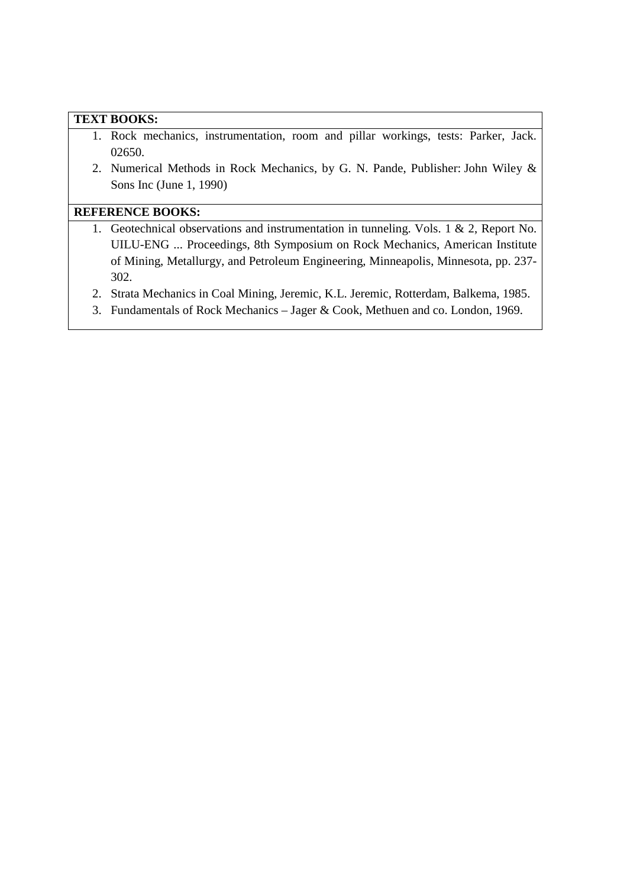**TEXT BOOKS:**

1. Rock mechanics, instrumentation, room and pillar workings, tests: Parker, Jack. 02650.
2. Numerical Methods in Rock Mechanics, by G. N. Pande, Publisher: John Wiley & Sons Inc (June 1, 1990)

**REFERENCE BOOKS:**

1. Geotechnical observations and instrumentation in tunneling. Vols. 1 & 2, Report No. UILU-ENG ... Proceedings, 8th Symposium on Rock Mechanics, American Institute of Mining, Metallurgy, and Petroleum Engineering, Minneapolis, Minnesota, pp. 237-302.
2. Strata Mechanics in Coal Mining, Jeremic, K.L. Jeremic, Rotterdam, Balkema, 1985.
3. Fundamentals of Rock Mechanics – Jager & Cook, Methuen and co. London, 1969.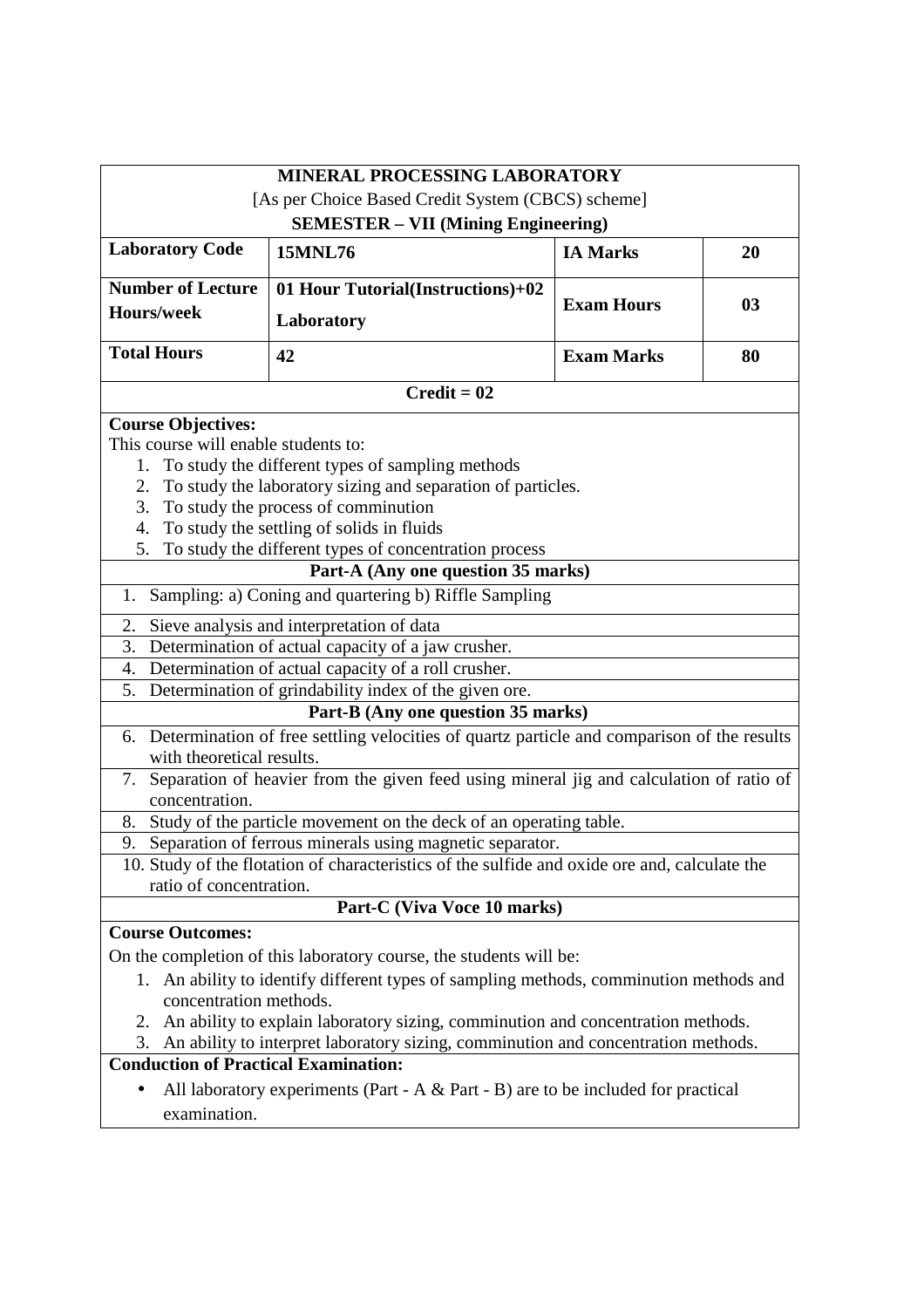## MINERAL PROCESSING LABORATORY

[As per Choice Based Credit System (CBCS) scheme]

**SEMESTER – VII (Mining Engineering)**

| **Laboratory Code** | **15MNL76** | **IA Marks** | **20** |
|---|---|---|---|
| **Number of Lecture Hours/week** | **01 Hour Tutorial(Instructions)+02 Laboratory** | **Exam Hours** | **03** |
| **Total Hours** | **42** | **Exam Marks** | **80** |

**Credit = 02**

**Course Objectives:**

This course will enable students to:

1. To study the different types of sampling methods
2. To study the laboratory sizing and separation of particles.
3. To study the process of comminution
4. To study the settling of solids in fluids
5. To study the different types of concentration process

**Part-A (Any one question 35 marks)**

1. Sampling: a) Coning and quartering b) Riffle Sampling
2. Sieve analysis and interpretation of data
3. Determination of actual capacity of a jaw crusher.
4. Determination of actual capacity of a roll crusher.
5. Determination of grindability index of the given ore.

**Part-B (Any one question 35 marks)**

6. Determination of free settling velocities of quartz particle and comparison of the results with theoretical results.
7. Separation of heavier from the given feed using mineral jig and calculation of ratio of concentration.
8. Study of the particle movement on the deck of an operating table.
9. Separation of ferrous minerals using magnetic separator.
10. Study of the flotation of characteristics of the sulfide and oxide ore and, calculate the ratio of concentration.

**Part-C (Viva Voce 10 marks)**

**Course Outcomes:**

On the completion of this laboratory course, the students will be:

1. An ability to identify different types of sampling methods, comminution methods and concentration methods.
2. An ability to explain laboratory sizing, comminution and concentration methods.
3. An ability to interpret laboratory sizing, comminution and concentration methods.

**Conduction of Practical Examination:**

- All laboratory experiments (Part - A & Part - B) are to be included for practical examination.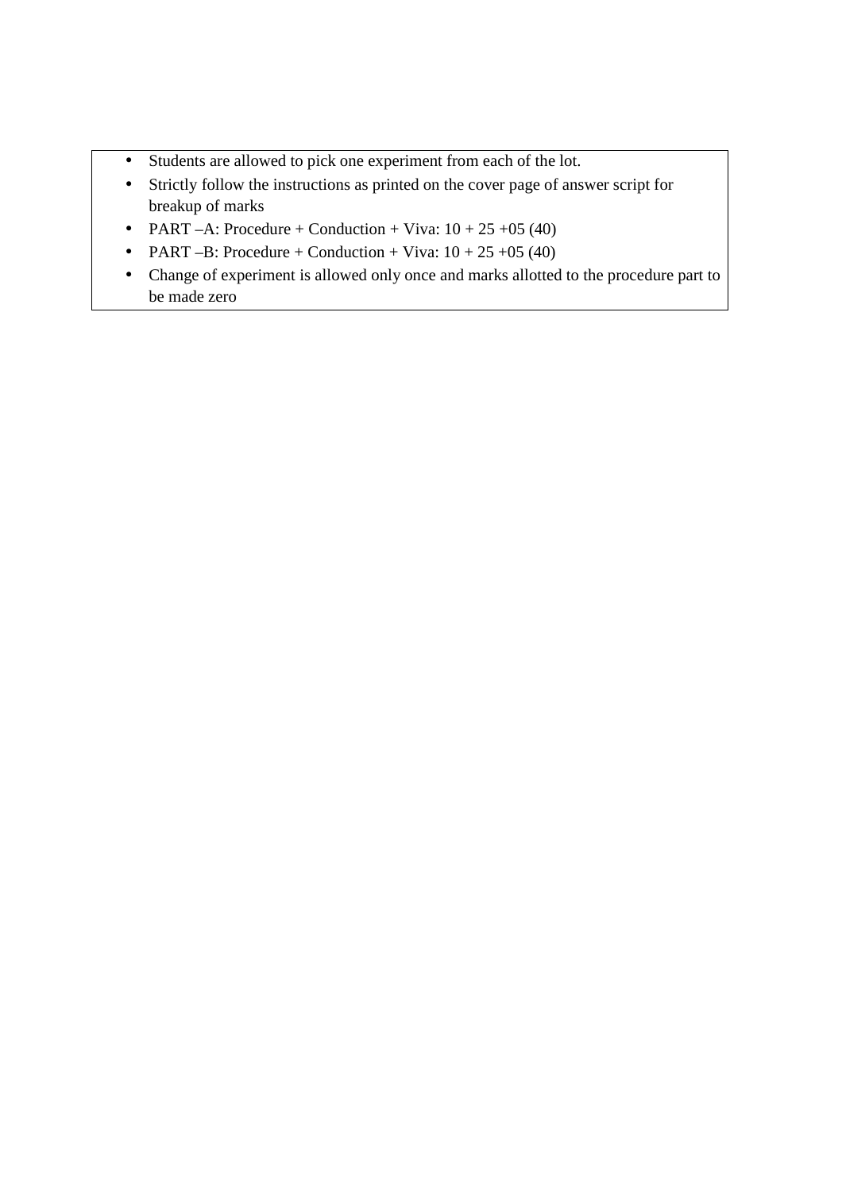- Students are allowed to pick one experiment from each of the lot.
- Strictly follow the instructions as printed on the cover page of answer script for breakup of marks
- PART –A: Procedure + Conduction + Viva: 10 + 25 +05 (40)
- PART –B: Procedure + Conduction + Viva: 10 + 25 +05 (40)
- Change of experiment is allowed only once and marks allotted to the procedure part to be made zero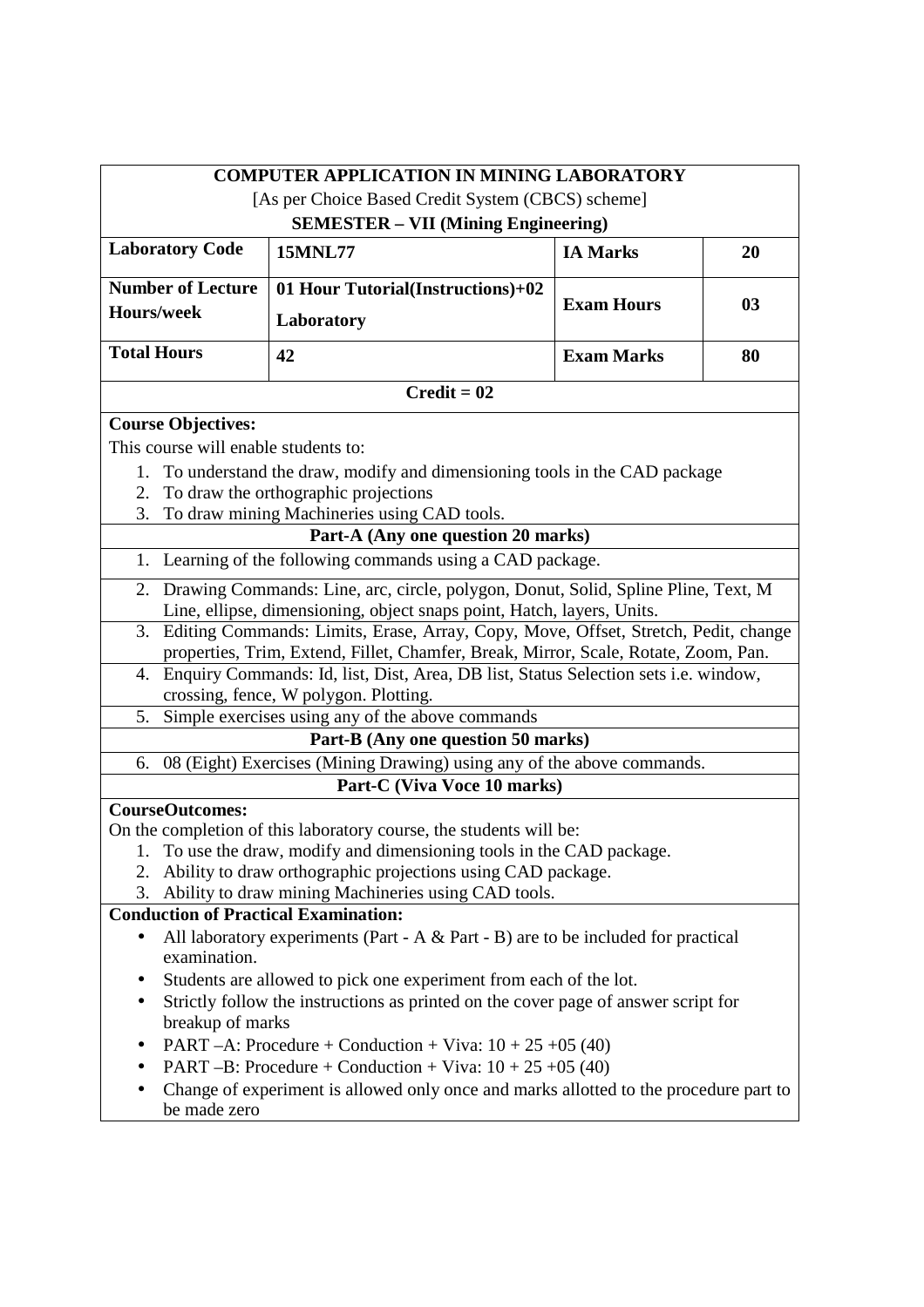**COMPUTER APPLICATION IN MINING LABORATORY**

[As per Choice Based Credit System (CBCS) scheme]

**SEMESTER – VII (Mining Engineering)**

| | | | |
|---|---|---|---|
| **Laboratory Code** | **15MNL77** | **IA Marks** | **20** |
| **Number of Lecture Hours/week** | **01 Hour Tutorial(Instructions)+02 Laboratory** | **Exam Hours** | **03** |
| **Total Hours** | **42** | **Exam Marks** | **80** |

**Credit = 02**

**Course Objectives:**

This course will enable students to:

1. To understand the draw, modify and dimensioning tools in the CAD package
2. To draw the orthographic projections
3. To draw mining Machineries using CAD tools.

**Part-A (Any one question 20 marks)**

1. Learning of the following commands using a CAD package.
2. Drawing Commands: Line, arc, circle, polygon, Donut, Solid, Spline Pline, Text, M Line, ellipse, dimensioning, object snaps point, Hatch, layers, Units.
3. Editing Commands: Limits, Erase, Array, Copy, Move, Offset, Stretch, Pedit, change properties, Trim, Extend, Fillet, Chamfer, Break, Mirror, Scale, Rotate, Zoom, Pan.
4. Enquiry Commands: Id, list, Dist, Area, DB list, Status Selection sets i.e. window, crossing, fence, W polygon. Plotting.
5. Simple exercises using any of the above commands

**Part-B (Any one question 50 marks)**

6. 08 (Eight) Exercises (Mining Drawing) using any of the above commands.

**Part-C (Viva Voce 10 marks)**

**CourseOutcomes:**

On the completion of this laboratory course, the students will be:

1. To use the draw, modify and dimensioning tools in the CAD package.
2. Ability to draw orthographic projections using CAD package.
3. Ability to draw mining Machineries using CAD tools.

**Conduction of Practical Examination:**

- All laboratory experiments (Part - A & Part - B) are to be included for practical examination.
- Students are allowed to pick one experiment from each of the lot.
- Strictly follow the instructions as printed on the cover page of answer script for breakup of marks
- PART –A: Procedure + Conduction + Viva: 10 + 25 +05 (40)
- PART –B: Procedure + Conduction + Viva: 10 + 25 +05 (40)
- Change of experiment is allowed only once and marks allotted to the procedure part to be made zero